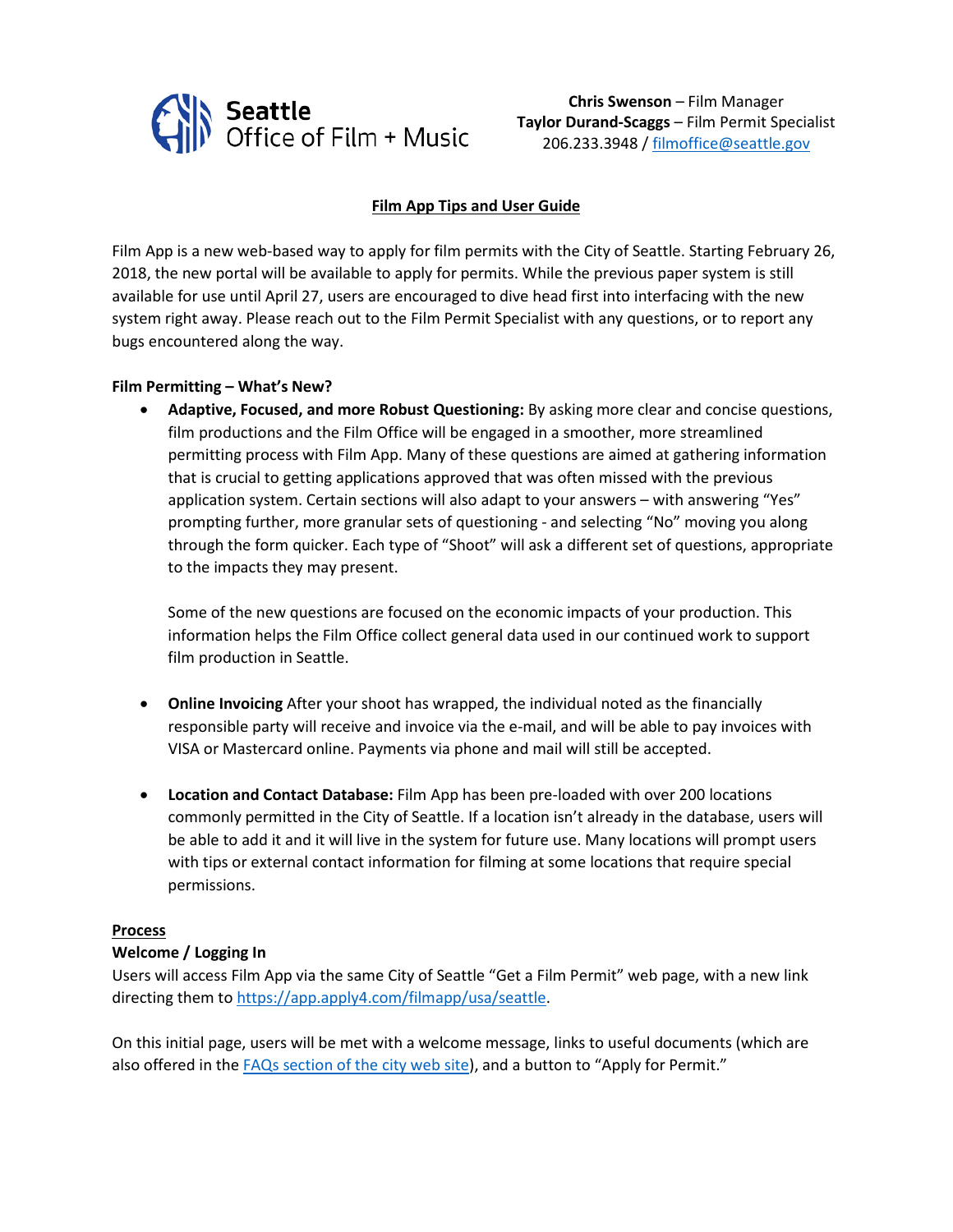Seattle Office of Film + Music

**Chris Swenson** – Film Manager
**Taylor Durand-Scaggs** – Film Permit Specialist
206.233.3948 / [filmoffice@seattle.gov](mailto:filmoffice@seattle.gov)

# Film App Tips and User Guide

Film App is a new web-based way to apply for film permits with the City of Seattle. Starting February 26, 2018, the new portal will be available to apply for permits. While the previous paper system is still available for use until April 27, users are encouraged to dive head first into interfacing with the new system right away. Please reach out to the Film Permit Specialist with any questions, or to report any bugs encountered along the way.

## Film Permitting – What's New?

- **Adaptive, Focused, and more Robust Questioning:** By asking more clear and concise questions, film productions and the Film Office will be engaged in a smoother, more streamlined permitting process with Film App. Many of these questions are aimed at gathering information that is crucial to getting applications approved that was often missed with the previous application system. Certain sections will also adapt to your answers – with answering "Yes" prompting further, more granular sets of questioning - and selecting "No" moving you along through the form quicker. Each type of "Shoot" will ask a different set of questions, appropriate to the impacts they may present.

  Some of the new questions are focused on the economic impacts of your production. This information helps the Film Office collect general data used in our continued work to support film production in Seattle.

- **Online Invoicing** After your shoot has wrapped, the individual noted as the financially responsible party will receive and invoice via the e-mail, and will be able to pay invoices with VISA or Mastercard online. Payments via phone and mail will still be accepted.

- **Location and Contact Database:** Film App has been pre-loaded with over 200 locations commonly permitted in the City of Seattle. If a location isn't already in the database, users will be able to add it and it will live in the system for future use. Many locations will prompt users with tips or external contact information for filming at some locations that require special permissions.

## Process

### Welcome / Logging In

Users will access Film App via the same City of Seattle "Get a Film Permit" web page, with a new link directing them to [https://app.apply4.com/filmapp/usa/seattle](https://app.apply4.com/filmapp/usa/seattle).

On this initial page, users will be met with a welcome message, links to useful documents (which are also offered in the FAQs section of the city web site), and a button to "Apply for Permit."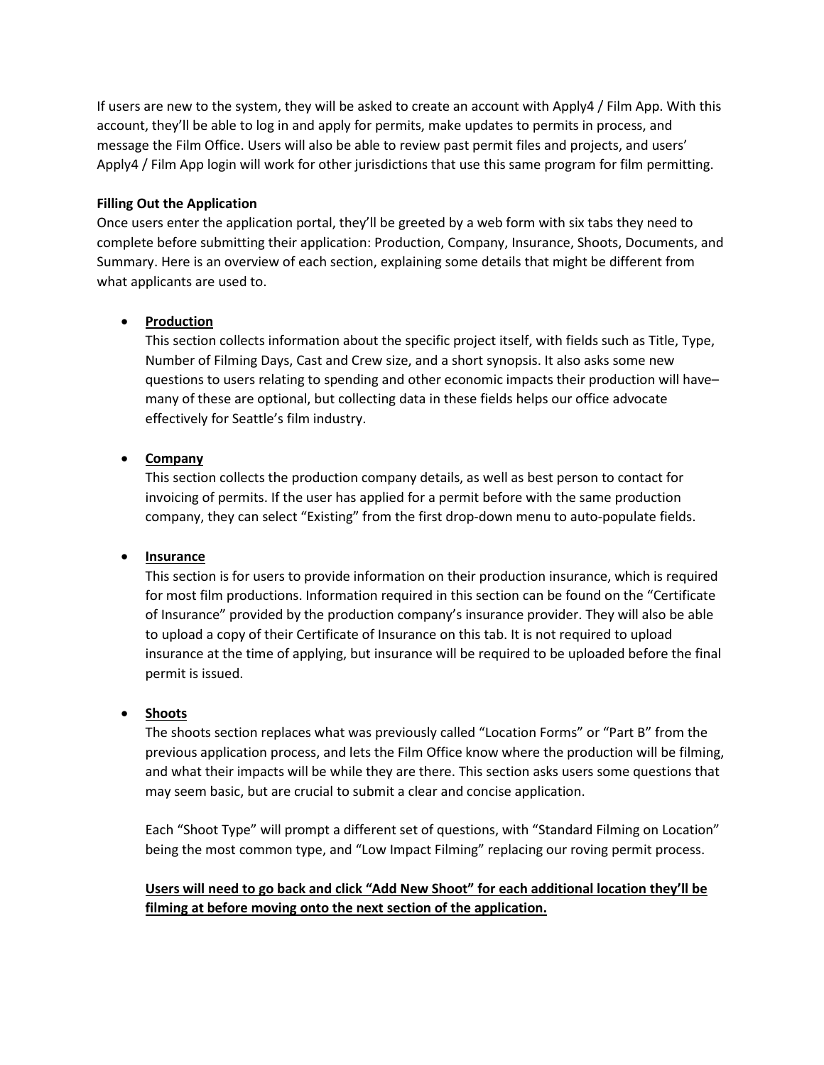If users are new to the system, they will be asked to create an account with Apply4 / Film App. With this account, they'll be able to log in and apply for permits, make updates to permits in process, and message the Film Office. Users will also be able to review past permit files and projects, and users' Apply4 / Film App login will work for other jurisdictions that use this same program for film permitting.

**Filling Out the Application**

Once users enter the application portal, they'll be greeted by a web form with six tabs they need to complete before submitting their application: Production, Company, Insurance, Shoots, Documents, and Summary. Here is an overview of each section, explaining some details that might be different from what applicants are used to.

- **Production**

  This section collects information about the specific project itself, with fields such as Title, Type, Number of Filming Days, Cast and Crew size, and a short synopsis. It also asks some new questions to users relating to spending and other economic impacts their production will have– many of these are optional, but collecting data in these fields helps our office advocate effectively for Seattle's film industry.

- **Company**

  This section collects the production company details, as well as best person to contact for invoicing of permits. If the user has applied for a permit before with the same production company, they can select "Existing" from the first drop-down menu to auto-populate fields.

- **Insurance**

  This section is for users to provide information on their production insurance, which is required for most film productions. Information required in this section can be found on the "Certificate of Insurance" provided by the production company's insurance provider. They will also be able to upload a copy of their Certificate of Insurance on this tab. It is not required to upload insurance at the time of applying, but insurance will be required to be uploaded before the final permit is issued.

- **Shoots**

  The shoots section replaces what was previously called "Location Forms" or "Part B" from the previous application process, and lets the Film Office know where the production will be filming, and what their impacts will be while they are there. This section asks users some questions that may seem basic, but are crucial to submit a clear and concise application.

  Each "Shoot Type" will prompt a different set of questions, with "Standard Filming on Location" being the most common type, and "Low Impact Filming" replacing our roving permit process.

  **Users will need to go back and click "Add New Shoot" for each additional location they'll be filming at before moving onto the next section of the application.**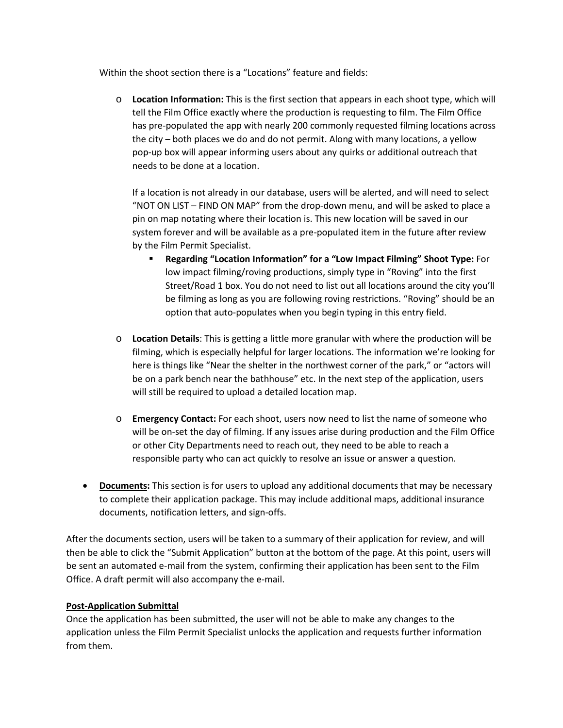Within the shoot section there is a "Locations" feature and fields:

- **Location Information:** This is the first section that appears in each shoot type, which will tell the Film Office exactly where the production is requesting to film. The Film Office has pre-populated the app with nearly 200 commonly requested filming locations across the city – both places we do and do not permit. Along with many locations, a yellow pop-up box will appear informing users about any quirks or additional outreach that needs to be done at a location.

  If a location is not already in our database, users will be alerted, and will need to select "NOT ON LIST – FIND ON MAP" from the drop-down menu, and will be asked to place a pin on map notating where their location is. This new location will be saved in our system forever and will be available as a pre-populated item in the future after review by the Film Permit Specialist.

  - **Regarding "Location Information" for a "Low Impact Filming" Shoot Type:** For low impact filming/roving productions, simply type in "Roving" into the first Street/Road 1 box. You do not need to list out all locations around the city you'll be filming as long as you are following roving restrictions. "Roving" should be an option that auto-populates when you begin typing in this entry field.

- **Location Details**: This is getting a little more granular with where the production will be filming, which is especially helpful for larger locations. The information we're looking for here is things like "Near the shelter in the northwest corner of the park," or "actors will be on a park bench near the bathhouse" etc. In the next step of the application, users will still be required to upload a detailed location map.

- **Emergency Contact:** For each shoot, users now need to list the name of someone who will be on-set the day of filming. If any issues arise during production and the Film Office or other City Departments need to reach out, they need to be able to reach a responsible party who can act quickly to resolve an issue or answer a question.

- **Documents:** This section is for users to upload any additional documents that may be necessary to complete their application package. This may include additional maps, additional insurance documents, notification letters, and sign-offs.

After the documents section, users will be taken to a summary of their application for review, and will then be able to click the "Submit Application" button at the bottom of the page. At this point, users will be sent an automated e-mail from the system, confirming their application has been sent to the Film Office. A draft permit will also accompany the e-mail.

**Post-Application Submittal**

Once the application has been submitted, the user will not be able to make any changes to the application unless the Film Permit Specialist unlocks the application and requests further information from them.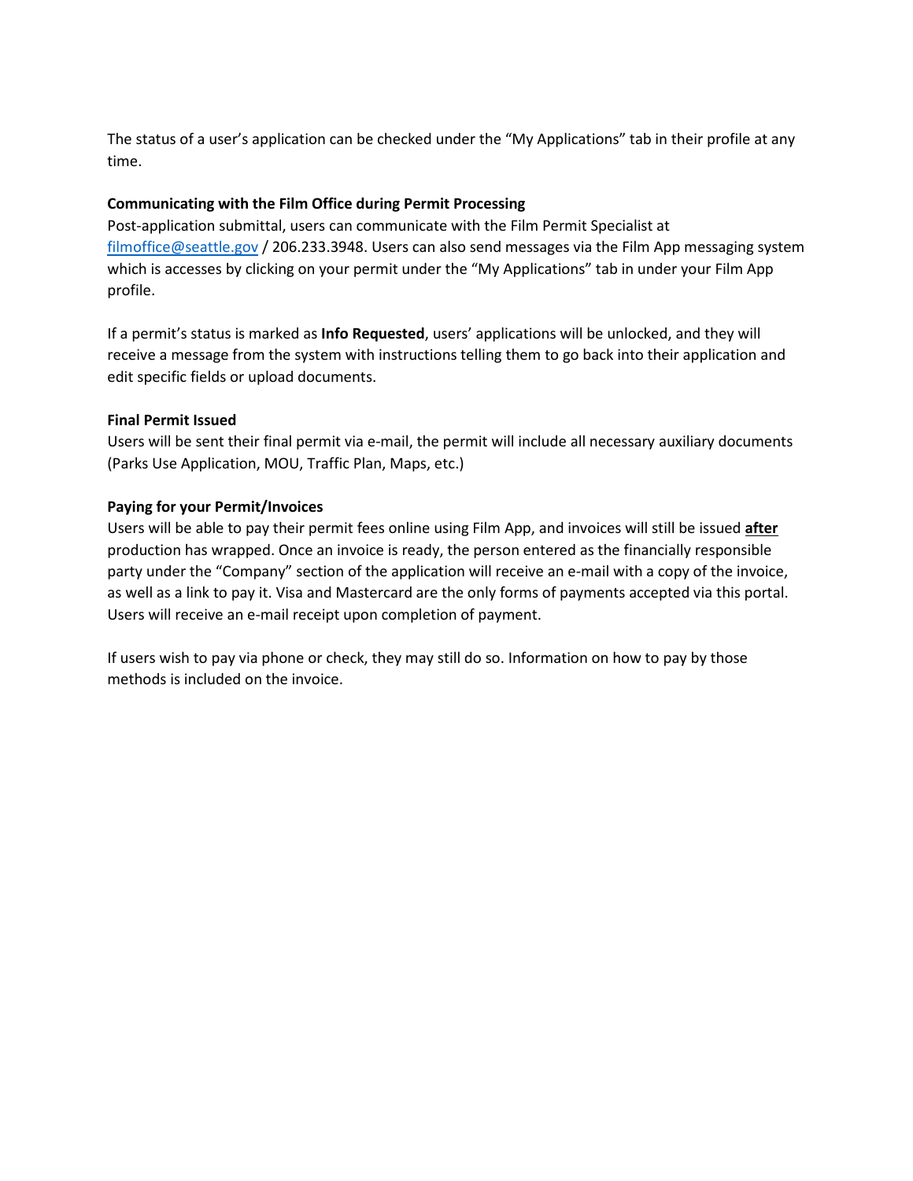The status of a user's application can be checked under the "My Applications" tab in their profile at any time.

**Communicating with the Film Office during Permit Processing**

Post-application submittal, users can communicate with the Film Permit Specialist at filmoffice@seattle.gov / 206.233.3948. Users can also send messages via the Film App messaging system which is accesses by clicking on your permit under the "My Applications" tab in under your Film App profile.

If a permit's status is marked as **Info Requested**, users' applications will be unlocked, and they will receive a message from the system with instructions telling them to go back into their application and edit specific fields or upload documents.

**Final Permit Issued**

Users will be sent their final permit via e-mail, the permit will include all necessary auxiliary documents (Parks Use Application, MOU, Traffic Plan, Maps, etc.)

**Paying for your Permit/Invoices**

Users will be able to pay their permit fees online using Film App, and invoices will still be issued **after** production has wrapped. Once an invoice is ready, the person entered as the financially responsible party under the "Company" section of the application will receive an e-mail with a copy of the invoice, as well as a link to pay it. Visa and Mastercard are the only forms of payments accepted via this portal. Users will receive an e-mail receipt upon completion of payment.

If users wish to pay via phone or check, they may still do so. Information on how to pay by those methods is included on the invoice.